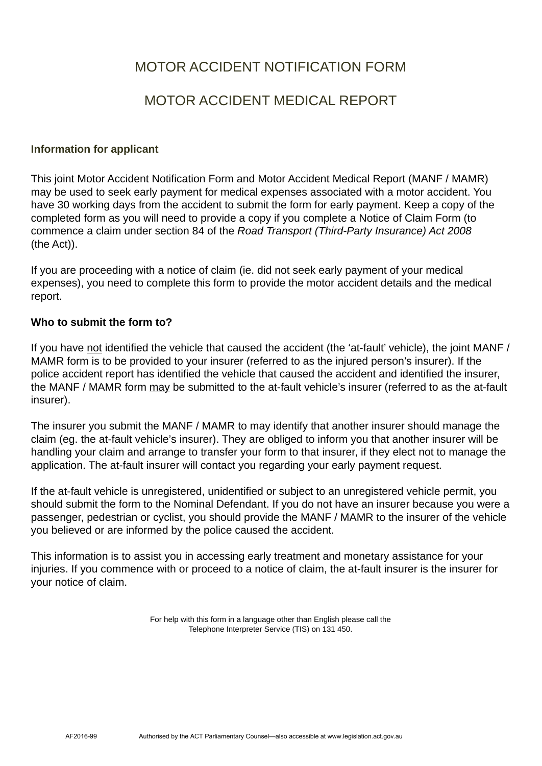# MOTOR ACCIDENT NOTIFICATION FORM

# MOTOR ACCIDENT MEDICAL REPORT

**Information for applicant**

This joint Motor Accident Notification Form and Motor Accident Medical Report (MANF / MAMR) may be used to seek early payment for medical expenses associated with a motor accident. You have 30 working days from the accident to submit the form for early payment. Keep a copy of the completed form as you will need to provide a copy if you complete a Notice of Claim Form (to commence a claim under section 84 of the *Road Transport (Third-Party Insurance) Act 2008* (the Act)).

If you are proceeding with a notice of claim (ie. did not seek early payment of your medical expenses), you need to complete this form to provide the motor accident details and the medical report.

**Who to submit the form to?**

If you have <u>not</u> identified the vehicle that caused the accident (the 'at-fault' vehicle), the joint MANF / MAMR form is to be provided to your insurer (referred to as the injured person's insurer). If the police accident report has identified the vehicle that caused the accident and identified the insurer, the MANF / MAMR form <u>may</u> be submitted to the at-fault vehicle's insurer (referred to as the at-fault insurer).

The insurer you submit the MANF / MAMR to may identify that another insurer should manage the claim (eg. the at-fault vehicle's insurer). They are obliged to inform you that another insurer will be handling your claim and arrange to transfer your form to that insurer, if they elect not to manage the application. The at-fault insurer will contact you regarding your early payment request.

If the at-fault vehicle is unregistered, unidentified or subject to an unregistered vehicle permit, you should submit the form to the Nominal Defendant. If you do not have an insurer because you were a passenger, pedestrian or cyclist, you should provide the MANF / MAMR to the insurer of the vehicle you believed or are informed by the police caused the accident.

This information is to assist you in accessing early treatment and monetary assistance for your injuries. If you commence with or proceed to a notice of claim, the at-fault insurer is the insurer for your notice of claim.

For help with this form in a language other than English please call the Telephone Interpreter Service (TIS) on 131 450.

AF2016-99 Authorised by the ACT Parliamentary Counsel—also accessible at www.legislation.act.gov.au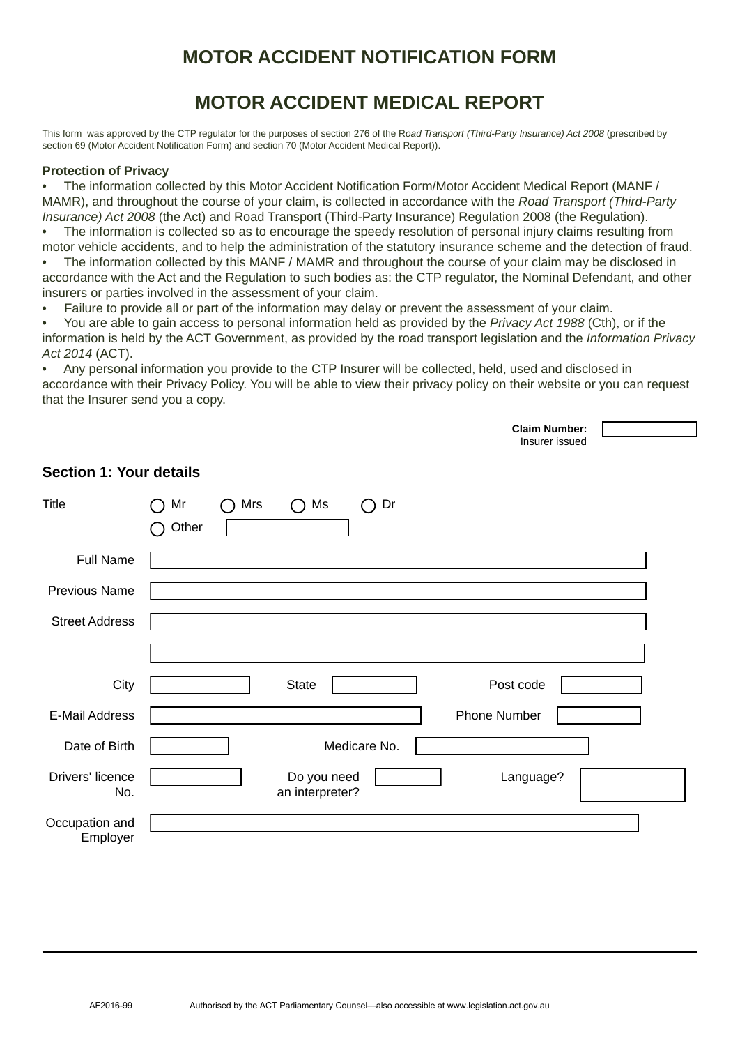# MOTOR ACCIDENT NOTIFICATION FORM

# MOTOR ACCIDENT MEDICAL REPORT

This form was approved by the CTP regulator for the purposes of section 276 of the *Road Transport (Third-Party Insurance) Act 2008* (prescribed by section 69 (Motor Accident Notification Form) and section 70 (Motor Accident Medical Report)).

**Protection of Privacy**

- The information collected by this Motor Accident Notification Form/Motor Accident Medical Report (MANF / MAMR), and throughout the course of your claim, is collected in accordance with the *Road Transport (Third-Party Insurance) Act 2008* (the Act) and Road Transport (Third-Party Insurance) Regulation 2008 (the Regulation).
- The information is collected so as to encourage the speedy resolution of personal injury claims resulting from motor vehicle accidents, and to help the administration of the statutory insurance scheme and the detection of fraud.
- The information collected by this MANF / MAMR and throughout the course of your claim may be disclosed in accordance with the Act and the Regulation to such bodies as: the CTP regulator, the Nominal Defendant, and other insurers or parties involved in the assessment of your claim.
- Failure to provide all or part of the information may delay or prevent the assessment of your claim.
- You are able to gain access to personal information held as provided by the *Privacy Act 1988* (Cth), or if the information is held by the ACT Government, as provided by the road transport legislation and the *Information Privacy Act 2014* (ACT).
- Any personal information you provide to the CTP Insurer will be collected, held, used and disclosed in accordance with their Privacy Policy. You will be able to view their privacy policy on their website or you can request that the Insurer send you a copy.

**Claim Number:** Insurer issued ______

## Section 1: Your details

Title: ◯ Mr ◯ Mrs ◯ Ms ◯ Dr ◯ Other ______

Full Name: ______

Previous Name: ______

Street Address: ______

______

City: ______ State: ______ Post code: ______

E-Mail Address: ______ Phone Number: ______

Date of Birth: ______ Medicare No. ______

Drivers' licence No. ______ Do you need an interpreter? ______ Language? ______

Occupation and Employer: ______

AF2016-99 Authorised by the ACT Parliamentary Counsel—also accessible at www.legislation.act.gov.au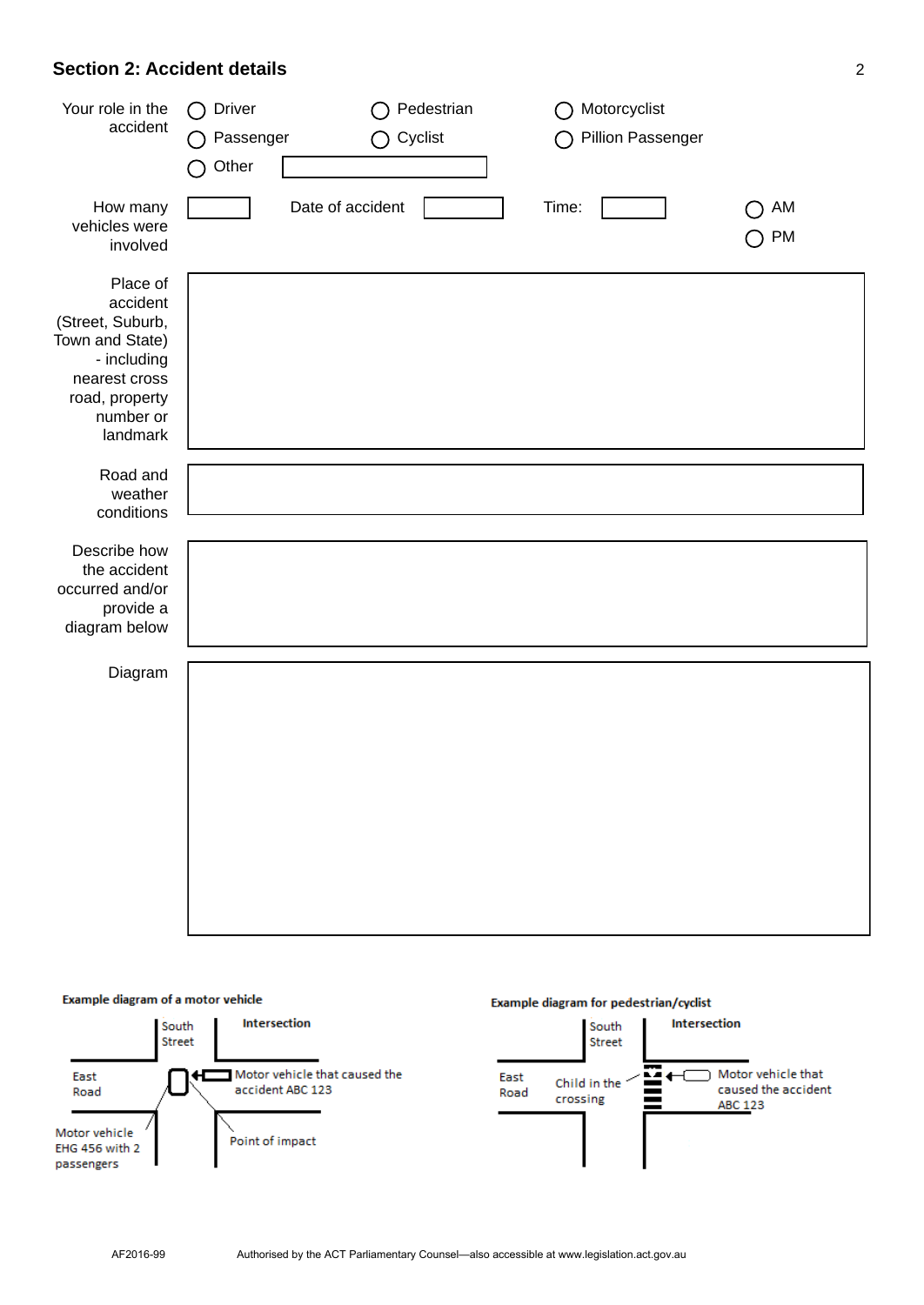## Section 2: Accident details

Your role in the accident

- ◯ Driver
- ◯ Pedestrian
- ◯ Motorcyclist
- ◯ Passenger
- ◯ Cyclist
- ◯ Pillion Passenger
- ◯ Other ______

How many vehicles were involved ______ Date of accident ______ Time: ______ ◯ AM ◯ PM

Place of accident (Street, Suburb, Town and State) - including nearest cross road, property number or landmark

______

Road and weather conditions

______

Describe how the accident occurred and/or provide a diagram below

______

Diagram

______

**Example diagram of a motor vehicle**

South Street

Intersection

East Road

Motor vehicle that caused the accident ABC 123

Motor vehicle EHG 456 with 2 passengers

Point of impact

**Example diagram for pedestrian/cyclist**

South Street

Intersection

East Road

Child in the crossing

Motor vehicle that caused the accident ABC 123

AF2016-99 Authorised by the ACT Parliamentary Counsel—also accessible at www.legislation.act.gov.au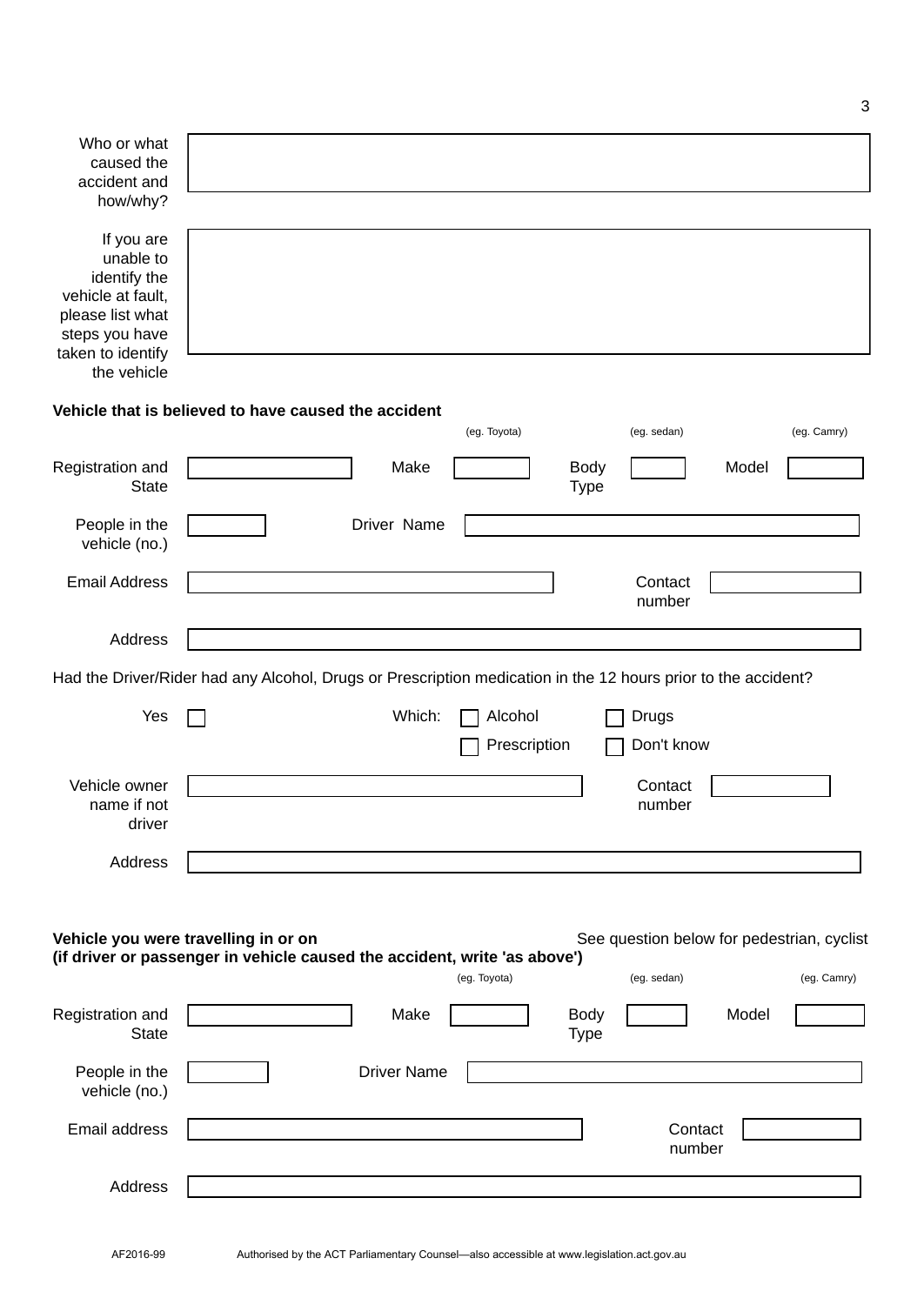Who or what caused the accident and how/why?

If you are unable to identify the vehicle at fault, please list what steps you have taken to identify the vehicle

**Vehicle that is believed to have caused the accident**

Registration and State | Make (eg. Toyota) | Body Type (eg. sedan) | Model (eg. Camry)

People in the vehicle (no.) | Driver Name

Email Address | Contact number

Address

Had the Driver/Rider had any Alcohol, Drugs or Prescription medication in the 12 hours prior to the accident?

Yes ☐ Which: ☐ Alcohol ☐ Drugs ☐ Prescription ☐ Don't know

Vehicle owner name if not driver | Contact number

Address

**Vehicle you were travelling in or on**
**(if driver or passenger in vehicle caused the accident, write 'as above')**

See question below for pedestrian, cyclist

Registration and State | Make (eg. Toyota) | Body Type (eg. sedan) | Model (eg. Camry)

People in the vehicle (no.) | Driver Name

Email address | Contact number

Address

AF2016-99 Authorised by the ACT Parliamentary Counsel—also accessible at www.legislation.act.gov.au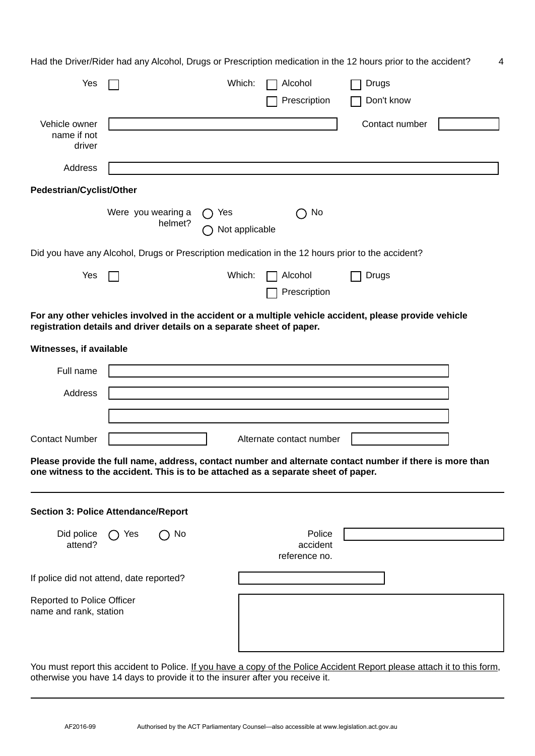Had the Driver/Rider had any Alcohol, Drugs or Prescription medication in the 12 hours prior to the accident?

Yes ☐ Which: ☐ Alcohol ☐ Drugs ☐ Prescription ☐ Don't know

Vehicle owner name if not driver ________ Contact number ________

Address ________

**Pedestrian/Cyclist/Other**

Were you wearing a helmet? ◯ Yes ◯ No ◯ Not applicable

Did you have any Alcohol, Drugs or Prescription medication in the 12 hours prior to the accident?

Yes ☐ Which: ☐ Alcohol ☐ Drugs ☐ Prescription

**For any other vehicles involved in the accident or a multiple vehicle accident, please provide vehicle registration details and driver details on a separate sheet of paper.**

**Witnesses, if available**

Full name ________

Address ________

________

Contact Number ________ Alternate contact number ________

**Please provide the full name, address, contact number and alternate contact number if there is more than one witness to the accident. This is to be attached as a separate sheet of paper.**

---

**Section 3: Police Attendance/Report**

Did police attend? ◯ Yes ◯ No Police accident reference no. ________

If police did not attend, date reported? ________

Reported to Police Officer name and rank, station ________

You must report this accident to Police. If you have a copy of the Police Accident Report please attach it to this form, otherwise you have 14 days to provide it to the insurer after you receive it.

---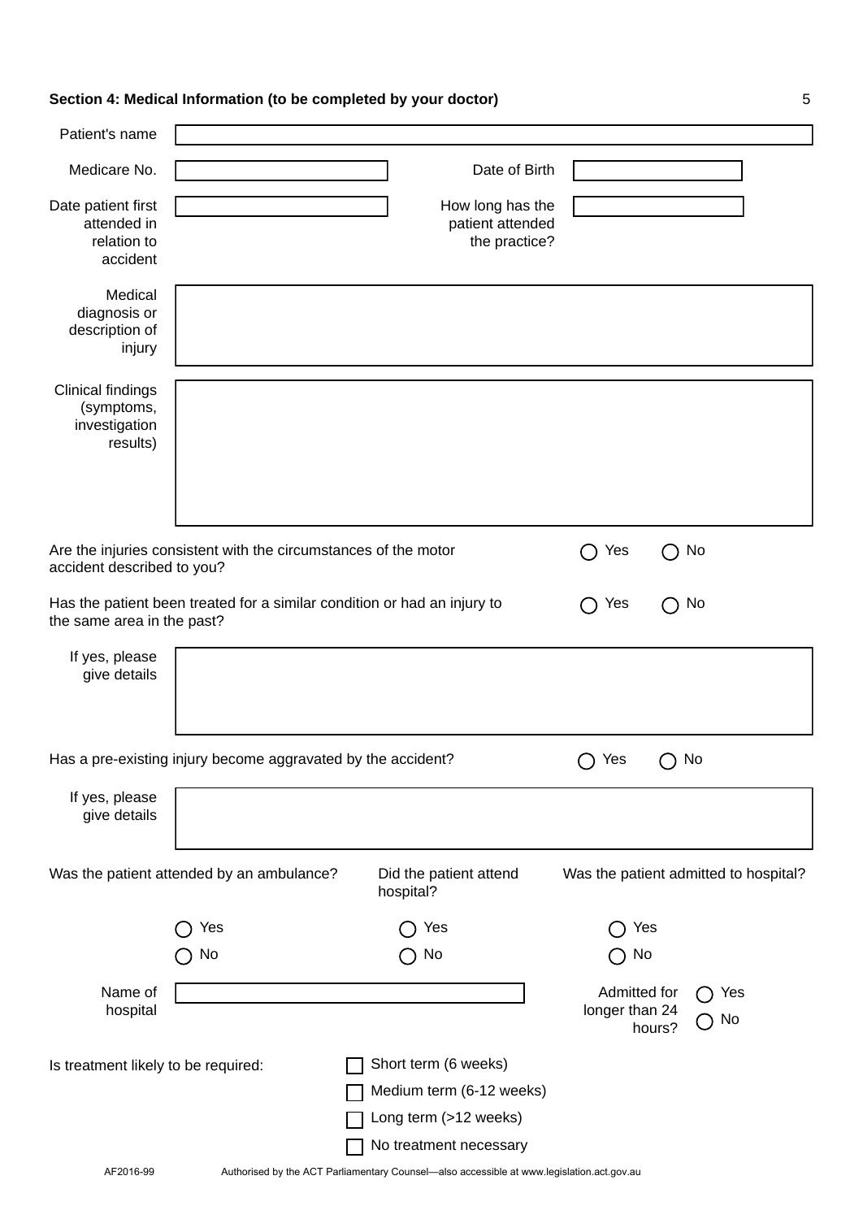## Section 4: Medical Information (to be completed by your doctor)

Patient's name

Medicare No. &nbsp;&nbsp;&nbsp;&nbsp; Date of Birth

Date patient first attended in relation to accident &nbsp;&nbsp;&nbsp;&nbsp; How long has the patient attended the practice?

Medical diagnosis or description of injury

Clinical findings (symptoms, investigation results)

Are the injuries consistent with the circumstances of the motor accident described to you? ◯ Yes ◯ No

Has the patient been treated for a similar condition or had an injury to the same area in the past? ◯ Yes ◯ No

If yes, please give details

Has a pre-existing injury become aggravated by the accident? ◯ Yes ◯ No

If yes, please give details

| Was the patient attended by an ambulance? | Did the patient attend hospital? | Was the patient admitted to hospital? |
| --- | --- | --- |
| ◯ Yes | ◯ Yes | ◯ Yes |
| ◯ No | ◯ No | ◯ No |

Name of hospital

Admitted for longer than 24 hours? ◯ Yes ◯ No

Is treatment likely to be required:

- ☐ Short term (6 weeks)
- ☐ Medium term (6-12 weeks)
- ☐ Long term (>12 weeks)
- ☐ No treatment necessary

AF2016-99 &nbsp;&nbsp;&nbsp;&nbsp; Authorised by the ACT Parliamentary Counsel—also accessible at www.legislation.act.gov.au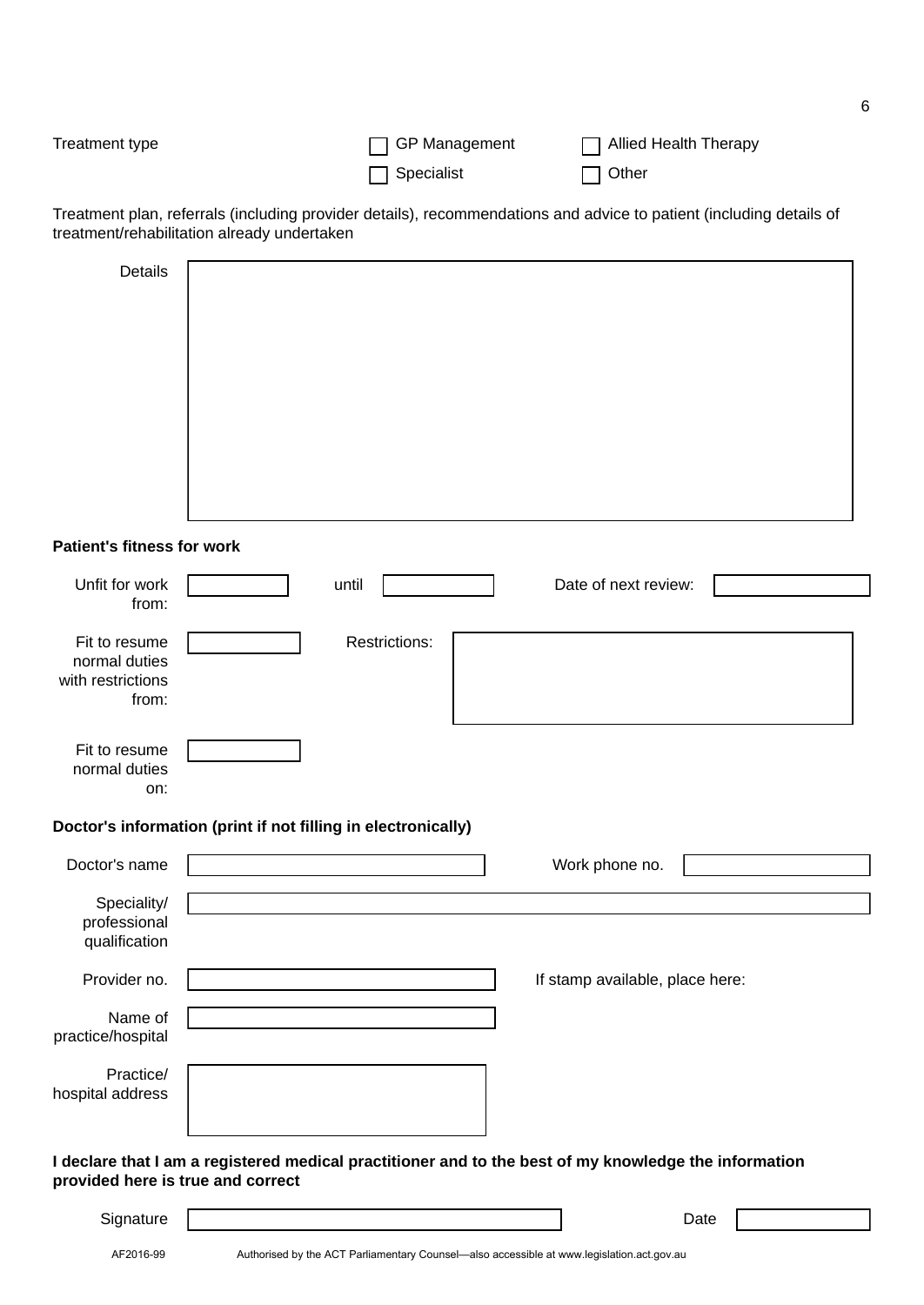Treatment type

- [ ] GP Management
- [ ] Allied Health Therapy
- [ ] Specialist
- [ ] Other

Treatment plan, referrals (including provider details), recommendations and advice to patient (including details of treatment/rehabilitation already undertaken

Details

**Patient's fitness for work**

Unfit for work from: ____________ until ____________ Date of next review: ____________

Fit to resume normal duties with restrictions from: ____________ Restrictions: ____________

Fit to resume normal duties on: ____________

**Doctor's information (print if not filling in electronically)**

Doctor's name ____________ Work phone no. ____________

Speciality/ professional qualification ____________

Provider no. ____________ If stamp available, place here:

Name of practice/hospital ____________

Practice/ hospital address ____________

**I declare that I am a registered medical practitioner and to the best of my knowledge the information provided here is true and correct**

Signature ____________ Date ____________

AF2016-99 Authorised by the ACT Parliamentary Counsel—also accessible at www.legislation.act.gov.au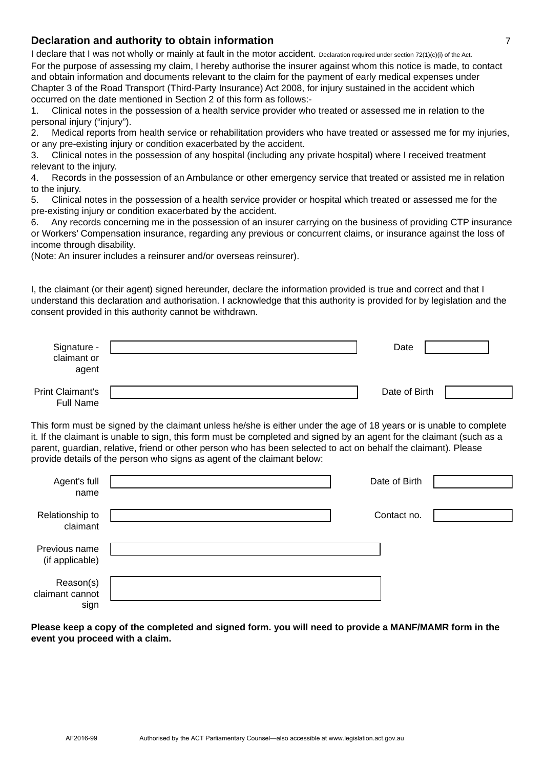## Declaration and authority to obtain information

I declare that I was not wholly or mainly at fault in the motor accident. Declaration required under section 72(1)(c)(i) of the Act.

For the purpose of assessing my claim, I hereby authorise the insurer against whom this notice is made, to contact and obtain information and documents relevant to the claim for the payment of early medical expenses under Chapter 3 of the Road Transport (Third-Party Insurance) Act 2008, for injury sustained in the accident which occurred on the date mentioned in Section 2 of this form as follows:-

1. Clinical notes in the possession of a health service provider who treated or assessed me in relation to the personal injury ("injury").
2. Medical reports from health service or rehabilitation providers who have treated or assessed me for my injuries, or any pre-existing injury or condition exacerbated by the accident.
3. Clinical notes in the possession of any hospital (including any private hospital) where I received treatment relevant to the injury.
4. Records in the possession of an Ambulance or other emergency service that treated or assisted me in relation to the injury.
5. Clinical notes in the possession of a health service provider or hospital which treated or assessed me for the pre-existing injury or condition exacerbated by the accident.
6. Any records concerning me in the possession of an insurer carrying on the business of providing CTP insurance or Workers' Compensation insurance, regarding any previous or concurrent claims, or insurance against the loss of income through disability.

(Note: An insurer includes a reinsurer and/or overseas reinsurer).

I, the claimant (or their agent) signed hereunder, declare the information provided is true and correct and that I understand this declaration and authorisation. I acknowledge that this authority is provided for by legislation and the consent provided in this authority cannot be withdrawn.

| | | | |
|---|---|---|---|
| Signature - claimant or agent | | Date | |
| Print Claimant's Full Name | | Date of Birth | |

This form must be signed by the claimant unless he/she is either under the age of 18 years or is unable to complete it. If the claimant is unable to sign, this form must be completed and signed by an agent for the claimant (such as a parent, guardian, relative, friend or other person who has been selected to act on behalf the claimant). Please provide details of the person who signs as agent of the claimant below:

| | | | |
|---|---|---|---|
| Agent's full name | | Date of Birth | |
| Relationship to claimant | | Contact no. | |
| Previous name (if applicable) | | | |
| Reason(s) claimant cannot sign | | | |

**Please keep a copy of the completed and signed form. you will need to provide a MANF/MAMR form in the event you proceed with a claim.**

AF2016-99 Authorised by the ACT Parliamentary Counsel—also accessible at www.legislation.act.gov.au